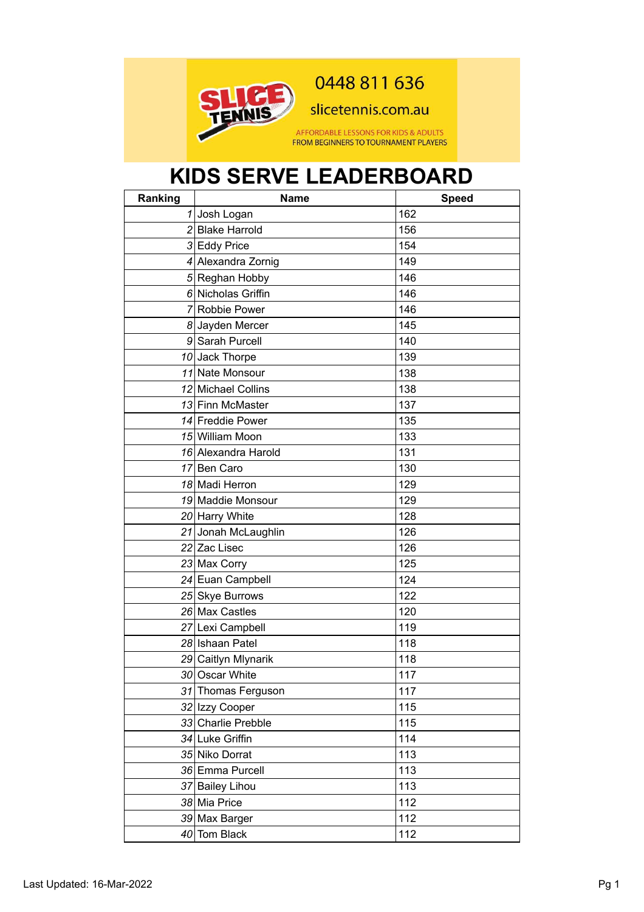SLICE TENNIS

0448 811 636

slicetennis.com.au

AFFORDABLE LESSONS FOR KIDS & ADULTS
FROM BEGINNERS TO TOURNAMENT PLAYERS

# KIDS SERVE LEADERBOARD

| Ranking | Name | Speed |
|---|---|---|
| 1 | Josh Logan | 162 |
| 2 | Blake Harrold | 156 |
| 3 | Eddy Price | 154 |
| 4 | Alexandra Zornig | 149 |
| 5 | Reghan Hobby | 146 |
| 6 | Nicholas Griffin | 146 |
| 7 | Robbie Power | 146 |
| 8 | Jayden Mercer | 145 |
| 9 | Sarah Purcell | 140 |
| 10 | Jack Thorpe | 139 |
| 11 | Nate Monsour | 138 |
| 12 | Michael Collins | 138 |
| 13 | Finn McMaster | 137 |
| 14 | Freddie Power | 135 |
| 15 | William Moon | 133 |
| 16 | Alexandra Harold | 131 |
| 17 | Ben Caro | 130 |
| 18 | Madi Herron | 129 |
| 19 | Maddie Monsour | 129 |
| 20 | Harry White | 128 |
| 21 | Jonah McLaughlin | 126 |
| 22 | Zac Lisec | 126 |
| 23 | Max Corry | 125 |
| 24 | Euan Campbell | 124 |
| 25 | Skye Burrows | 122 |
| 26 | Max Castles | 120 |
| 27 | Lexi Campbell | 119 |
| 28 | Ishaan Patel | 118 |
| 29 | Caitlyn Mlynarik | 118 |
| 30 | Oscar White | 117 |
| 31 | Thomas Ferguson | 117 |
| 32 | Izzy Cooper | 115 |
| 33 | Charlie Prebble | 115 |
| 34 | Luke Griffin | 114 |
| 35 | Niko Dorrat | 113 |
| 36 | Emma Purcell | 113 |
| 37 | Bailey Lihou | 113 |
| 38 | Mia Price | 112 |
| 39 | Max Barger | 112 |
| 40 | Tom Black | 112 |

Last Updated: 16-Mar-2022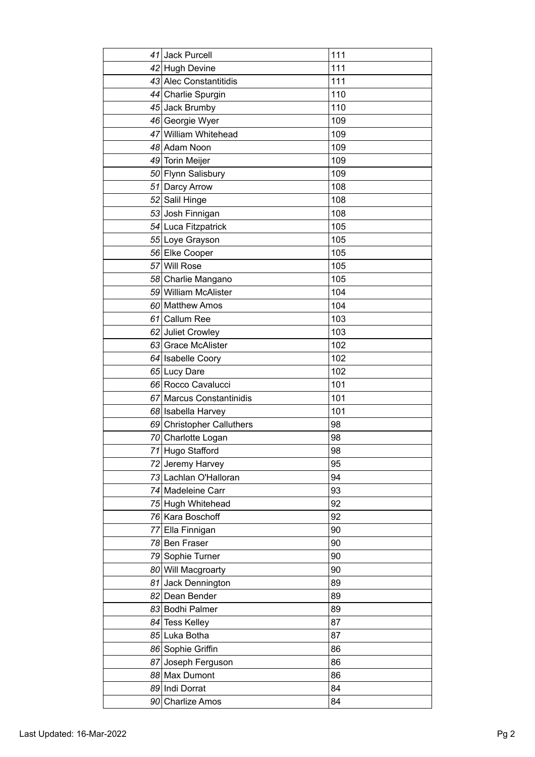| | | |
|---|---|---|
| 41 | Jack Purcell | 111 |
| 42 | Hugh Devine | 111 |
| 43 | Alec Constantitidis | 111 |
| 44 | Charlie Spurgin | 110 |
| 45 | Jack Brumby | 110 |
| 46 | Georgie Wyer | 109 |
| 47 | William Whitehead | 109 |
| 48 | Adam Noon | 109 |
| 49 | Torin Meijer | 109 |
| 50 | Flynn Salisbury | 109 |
| 51 | Darcy Arrow | 108 |
| 52 | Salil Hinge | 108 |
| 53 | Josh Finnigan | 108 |
| 54 | Luca Fitzpatrick | 105 |
| 55 | Loye Grayson | 105 |
| 56 | Elke Cooper | 105 |
| 57 | Will Rose | 105 |
| 58 | Charlie Mangano | 105 |
| 59 | William McAlister | 104 |
| 60 | Matthew Amos | 104 |
| 61 | Callum Ree | 103 |
| 62 | Juliet Crowley | 103 |
| 63 | Grace McAlister | 102 |
| 64 | Isabelle Coory | 102 |
| 65 | Lucy Dare | 102 |
| 66 | Rocco Cavalucci | 101 |
| 67 | Marcus Constantinidis | 101 |
| 68 | Isabella Harvey | 101 |
| 69 | Christopher Calluthers | 98 |
| 70 | Charlotte Logan | 98 |
| 71 | Hugo Stafford | 98 |
| 72 | Jeremy Harvey | 95 |
| 73 | Lachlan O'Halloran | 94 |
| 74 | Madeleine Carr | 93 |
| 75 | Hugh Whitehead | 92 |
| 76 | Kara Boschoff | 92 |
| 77 | Ella Finnigan | 90 |
| 78 | Ben Fraser | 90 |
| 79 | Sophie Turner | 90 |
| 80 | Will Macgroarty | 90 |
| 81 | Jack Dennington | 89 |
| 82 | Dean Bender | 89 |
| 83 | Bodhi Palmer | 89 |
| 84 | Tess Kelley | 87 |
| 85 | Luka Botha | 87 |
| 86 | Sophie Griffin | 86 |
| 87 | Joseph Ferguson | 86 |
| 88 | Max Dumont | 86 |
| 89 | Indi Dorrat | 84 |
| 90 | Charlize Amos | 84 |

Last Updated: 16-Mar-2022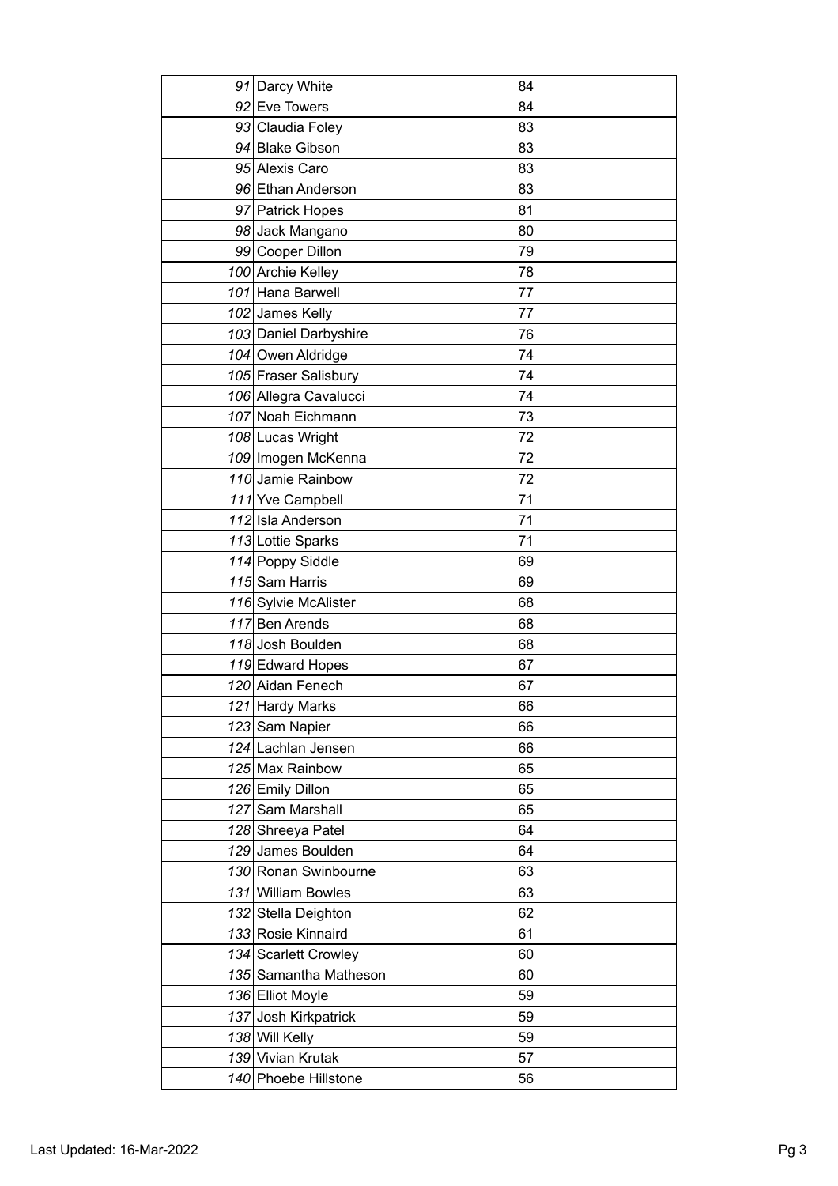| | | |
|---|---|---|
| *91* | Darcy White | 84 |
| *92* | Eve Towers | 84 |
| *93* | Claudia Foley | 83 |
| *94* | Blake Gibson | 83 |
| *95* | Alexis Caro | 83 |
| *96* | Ethan Anderson | 83 |
| *97* | Patrick Hopes | 81 |
| *98* | Jack Mangano | 80 |
| *99* | Cooper Dillon | 79 |
| *100* | Archie Kelley | 78 |
| *101* | Hana Barwell | 77 |
| *102* | James Kelly | 77 |
| *103* | Daniel Darbyshire | 76 |
| *104* | Owen Aldridge | 74 |
| *105* | Fraser Salisbury | 74 |
| *106* | Allegra Cavalucci | 74 |
| *107* | Noah Eichmann | 73 |
| *108* | Lucas Wright | 72 |
| *109* | Imogen McKenna | 72 |
| *110* | Jamie Rainbow | 72 |
| *111* | Yve Campbell | 71 |
| *112* | Isla Anderson | 71 |
| *113* | Lottie Sparks | 71 |
| *114* | Poppy Siddle | 69 |
| *115* | Sam Harris | 69 |
| *116* | Sylvie McAlister | 68 |
| *117* | Ben Arends | 68 |
| *118* | Josh Boulden | 68 |
| *119* | Edward Hopes | 67 |
| *120* | Aidan Fenech | 67 |
| *121* | Hardy Marks | 66 |
| *123* | Sam Napier | 66 |
| *124* | Lachlan Jensen | 66 |
| *125* | Max Rainbow | 65 |
| *126* | Emily Dillon | 65 |
| *127* | Sam Marshall | 65 |
| *128* | Shreeya Patel | 64 |
| *129* | James Boulden | 64 |
| *130* | Ronan Swinbourne | 63 |
| *131* | William Bowles | 63 |
| *132* | Stella Deighton | 62 |
| *133* | Rosie Kinnaird | 61 |
| *134* | Scarlett Crowley | 60 |
| *135* | Samantha Matheson | 60 |
| *136* | Elliot Moyle | 59 |
| *137* | Josh Kirkpatrick | 59 |
| *138* | Will Kelly | 59 |
| *139* | Vivian Krutak | 57 |
| *140* | Phoebe Hillstone | 56 |

Last Updated: 16-Mar-2022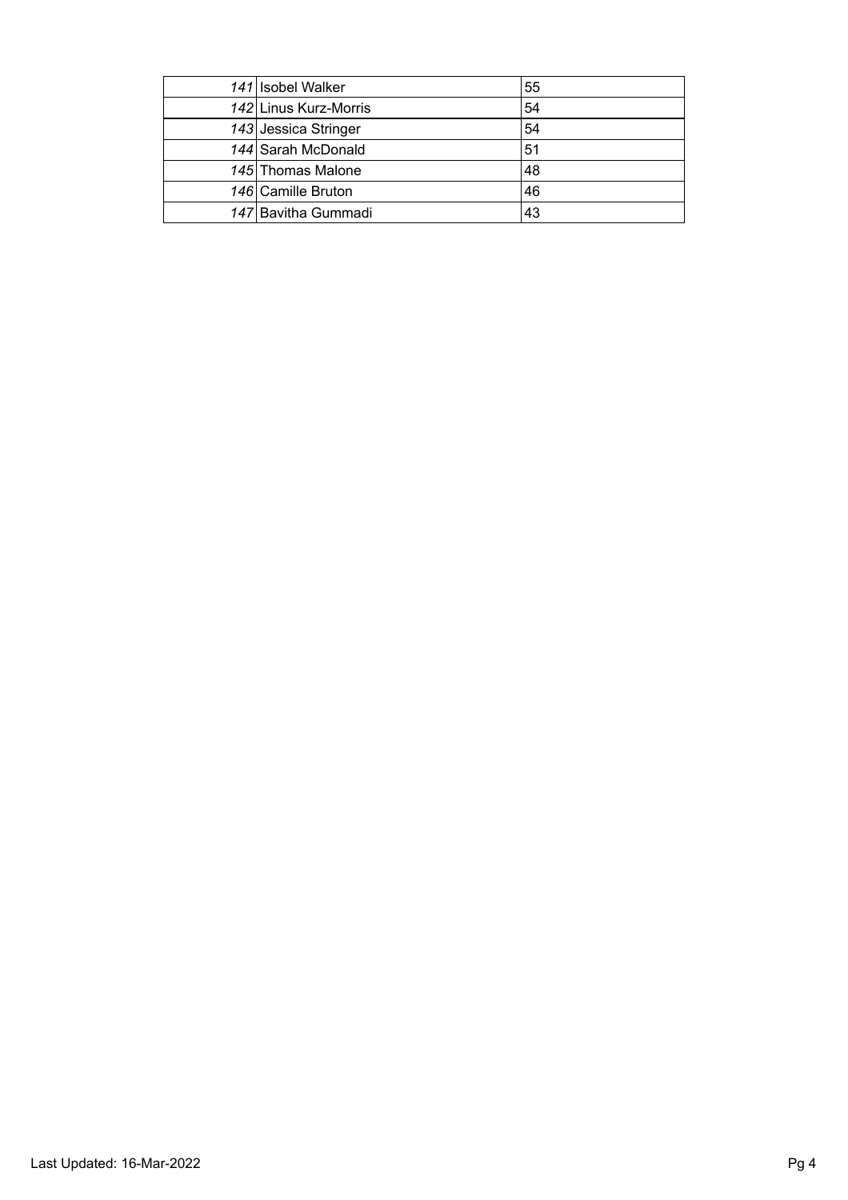| | | |
|---|---|---|
| *141* | Isobel Walker | 55 |
| *142* | Linus Kurz-Morris | 54 |
| *143* | Jessica Stringer | 54 |
| *144* | Sarah McDonald | 51 |
| *145* | Thomas Malone | 48 |
| *146* | Camille Bruton | 46 |
| *147* | Bavitha Gummadi | 43 |

Last Updated: 16-Mar-2022